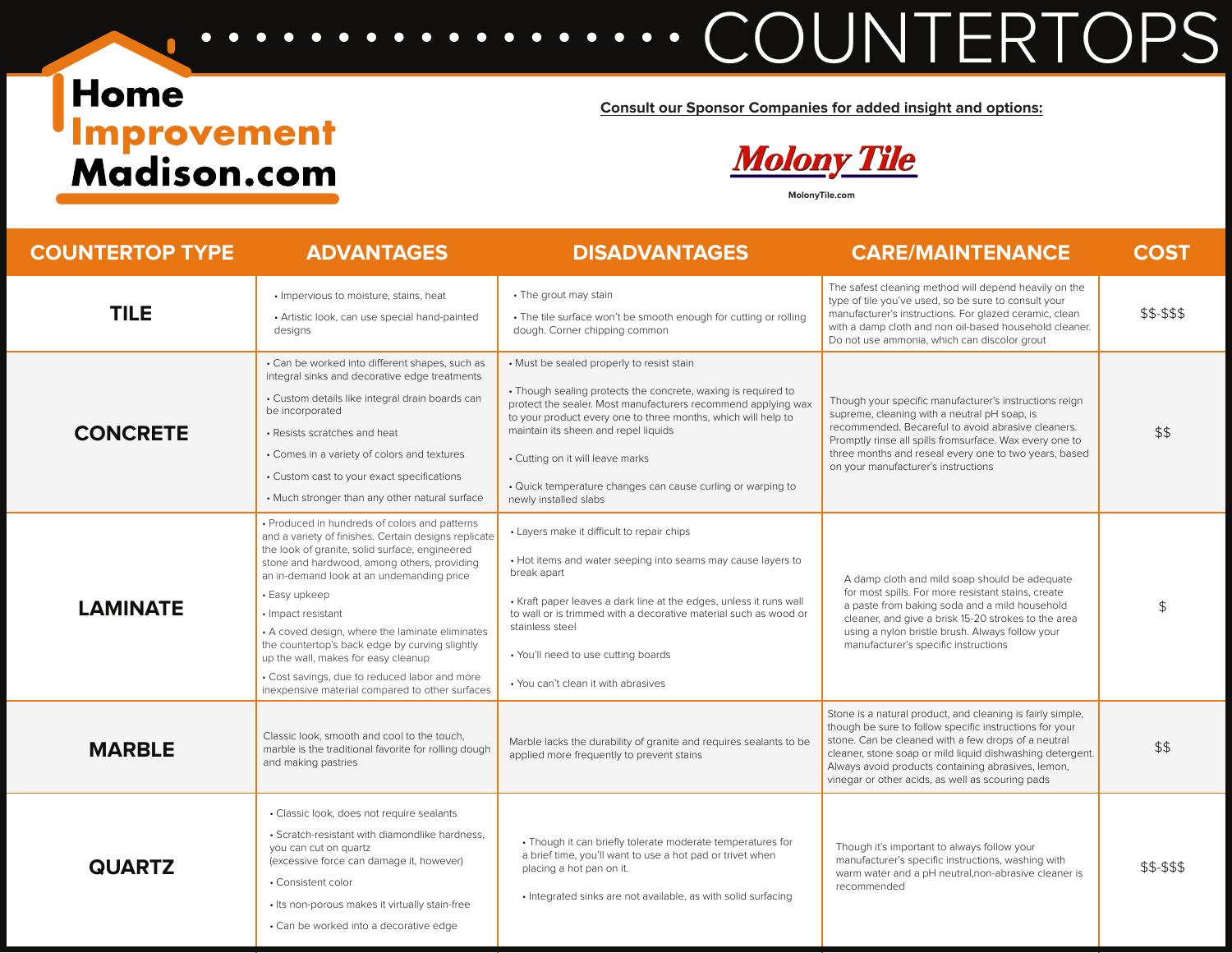# COUNTERTOPS

Home Improvement Madison.com

**Consult our Sponsor Companies for added insight and options:**

Molony Tile

MolonyTile.com

| COUNTERTOP TYPE | ADVANTAGES | DISADVANTAGES | CARE/MAINTENANCE | COST |
|---|---|---|---|---|
| **TILE** | • Impervious to moisture, stains, heat<br>• Artistic look, can use special hand-painted designs | • The grout may stain<br>• The tile surface won't be smooth enough for cutting or rolling dough. Corner chipping common | The safest cleaning method will depend heavily on the type of tile you've used, so be sure to consult your manufacturer's instructions. For glazed ceramic, clean with a damp cloth and non oil-based household cleaner. Do not use ammonia, which can discolor grout | $$-$$$ |
| **CONCRETE** | • Can be worked into different shapes, such as integral sinks and decorative edge treatments<br>• Custom details like integral drain boards can be incorporated<br>• Resists scratches and heat<br>• Comes in a variety of colors and textures<br>• Custom cast to your exact specifications<br>• Much stronger than any other natural surface | • Must be sealed properly to resist stain<br>• Though sealing protects the concrete, waxing is required to protect the sealer. Most manufacturers recommend applying wax to your product every one to three months, which will help to maintain its sheen and repel liquids<br>• Cutting on it will leave marks<br>• Quick temperature changes can cause curling or warping to newly installed slabs | Though your specific manufacturer's instructions reign supreme, cleaning with a neutral pH soap, is recommended. Becareful to avoid abrasive cleaners. Promptly rinse all spills fromsurface. Wax every one to three months and reseal every one to two years, based on your manufacturer's instructions | $$ |
| **LAMINATE** | • Produced in hundreds of colors and patterns and a variety of finishes. Certain designs replicate the look of granite, solid surface, engineered stone and hardwood, among others, providing an in-demand look at an undemanding price<br>• Easy upkeep<br>• Impact resistant<br>• A coved design, where the laminate eliminates the countertop's back edge by curving slightly up the wall, makes for easy cleanup<br>• Cost savings, due to reduced labor and more inexpensive material compared to other surfaces | • Layers make it difficult to repair chips<br>• Hot items and water seeping into seams may cause layers to break apart<br>• Kraft paper leaves a dark line at the edges, unless it runs wall to wall or is trimmed with a decorative material such as wood or stainless steel<br>• You'll need to use cutting boards<br>• You can't clean it with abrasives | A damp cloth and mild soap should be adequate for most spills. For more resistant stains, create a paste from baking soda and a mild household cleaner, and give a brisk 15-20 strokes to the area using a nylon bristle brush. Always follow your manufacturer's specific instructions | $ |
| **MARBLE** | Classic look, smooth and cool to the touch, marble is the traditional favorite for rolling dough and making pastries | Marble lacks the durability of granite and requires sealants to be applied more frequently to prevent stains | Stone is a natural product, and cleaning is fairly simple, though be sure to follow specific instructions for your stone. Can be cleaned with a few drops of a neutral cleaner, stone soap or mild liquid dishwashing detergent. Always avoid products containing abrasives, lemon, vinegar or other acids, as well as scouring pads | $$ |
| **QUARTZ** | • Classic look, does not require sealants<br>• Scratch-resistant with diamondlike hardness, you can cut on quartz (excessive force can damage it, however)<br>• Consistent color<br>• Its non-porous makes it virtually stain-free<br>• Can be worked into a decorative edge | • Though it can briefly tolerate moderate temperatures for a brief time, you'll want to use a hot pad or trivet when placing a hot pan on it.<br>• Integrated sinks are not available, as with solid surfacing | Though it's important to always follow your manufacturer's specific instructions, washing with warm water and a pH neutral,non-abrasive cleaner is recommended | $$-$$$ |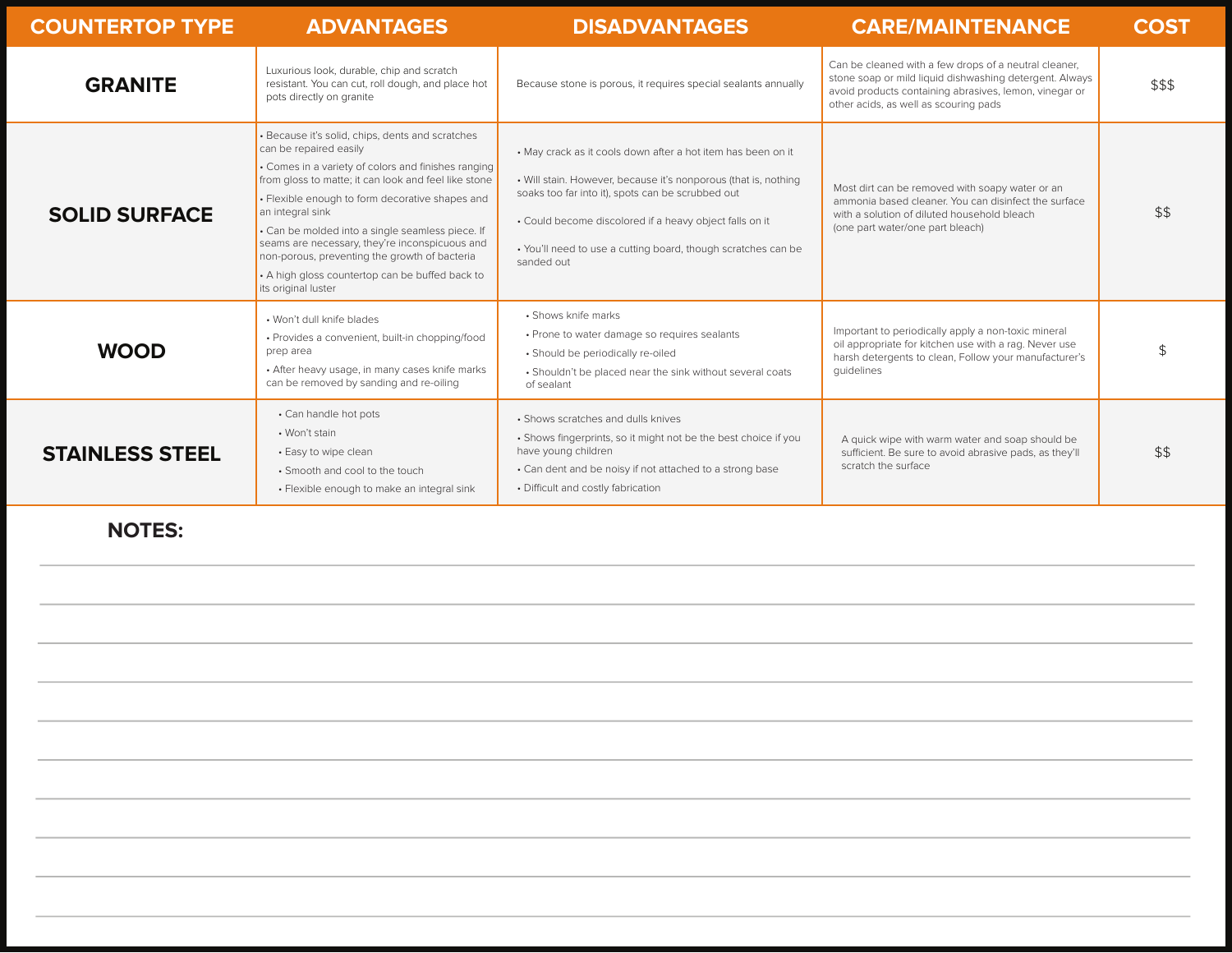| COUNTERTOP TYPE | ADVANTAGES | DISADVANTAGES | CARE/MAINTENANCE | COST |
|---|---|---|---|---|
| **GRANITE** | Luxurious look, durable, chip and scratch resistant. You can cut, roll dough, and place hot pots directly on granite | Because stone is porous, it requires special sealants annually | Can be cleaned with a few drops of a neutral cleaner, stone soap or mild liquid dishwashing detergent. Always avoid products containing abrasives, lemon, vinegar or other acids, as well as scouring pads | $$$ |
| **SOLID SURFACE** | • Because it's solid, chips, dents and scratches can be repaired easily<br>• Comes in a variety of colors and finishes ranging from gloss to matte; it can look and feel like stone<br>• Flexible enough to form decorative shapes and an integral sink<br>• Can be molded into a single seamless piece. If seams are necessary, they're inconspicuous and non-porous, preventing the growth of bacteria<br>• A high gloss countertop can be buffed back to its original luster | • May crack as it cools down after a hot item has been on it<br>• Will stain. However, because it's nonporous (that is, nothing soaks too far into it), spots can be scrubbed out<br>• Could become discolored if a heavy object falls on it<br>• You'll need to use a cutting board, though scratches can be sanded out | Most dirt can be removed with soapy water or an ammonia based cleaner. You can disinfect the surface with a solution of diluted household bleach (one part water/one part bleach) | $$ |
| **WOOD** | • Won't dull knife blades<br>• Provides a convenient, built-in chopping/food prep area<br>• After heavy usage, in many cases knife marks can be removed by sanding and re-oiling | • Shows knife marks<br>• Prone to water damage so requires sealants<br>• Should be periodically re-oiled<br>• Shouldn't be placed near the sink without several coats of sealant | Important to periodically apply a non-toxic mineral oil appropriate for kitchen use with a rag. Never use harsh detergents to clean, Follow your manufacturer's guidelines | $ |
| **STAINLESS STEEL** | • Can handle hot pots<br>• Won't stain<br>• Easy to wipe clean<br>• Smooth and cool to the touch<br>• Flexible enough to make an integral sink | • Shows scratches and dulls knives<br>• Shows fingerprints, so it might not be the best choice if you have young children<br>• Can dent and be noisy if not attached to a strong base<br>• Difficult and costly fabrication | A quick wipe with warm water and soap should be sufficient. Be sure to avoid abrasive pads, as they'll scratch the surface | $$ |

**NOTES:**